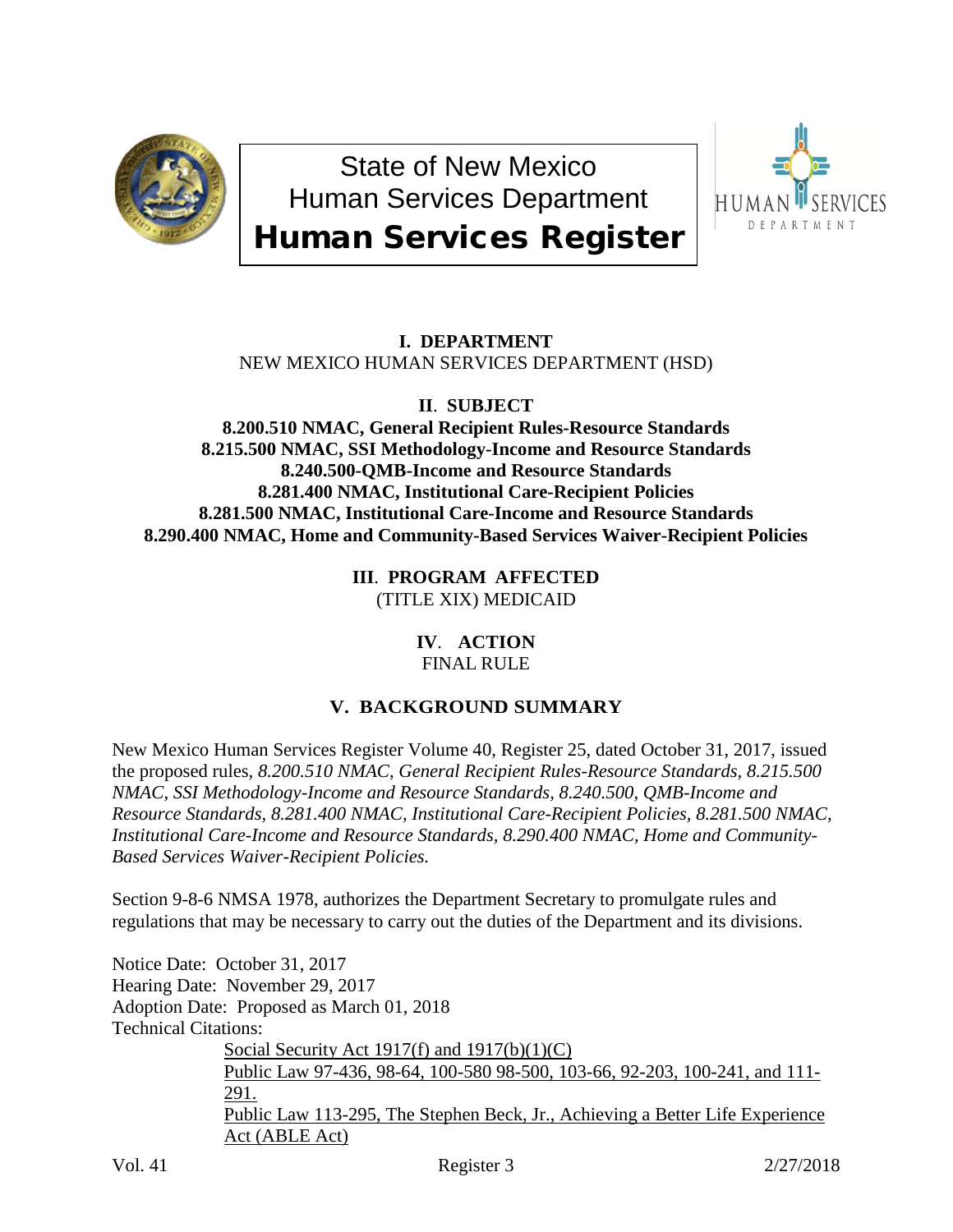# State of New Mexico
## Human Services Department
# Human Services Register

**I. DEPARTMENT**

NEW MEXICO HUMAN SERVICES DEPARTMENT (HSD)

**II. SUBJECT**

**8.200.510 NMAC, General Recipient Rules-Resource Standards**
**8.215.500 NMAC, SSI Methodology-Income and Resource Standards**
**8.240.500-QMB-Income and Resource Standards**
**8.281.400 NMAC, Institutional Care-Recipient Policies**
**8.281.500 NMAC, Institutional Care-Income and Resource Standards**
**8.290.400 NMAC, Home and Community-Based Services Waiver-Recipient Policies**

**III. PROGRAM AFFECTED**

(TITLE XIX) MEDICAID

**IV. ACTION**

FINAL RULE

**V. BACKGROUND SUMMARY**

New Mexico Human Services Register Volume 40, Register 25, dated October 31, 2017, issued the proposed rules, *8.200.510 NMAC, General Recipient Rules-Resource Standards, 8.215.500 NMAC, SSI Methodology-Income and Resource Standards, 8.240.500, QMB-Income and Resource Standards, 8.281.400 NMAC, Institutional Care-Recipient Policies, 8.281.500 NMAC, Institutional Care-Income and Resource Standards, 8.290.400 NMAC, Home and Community-Based Services Waiver-Recipient Policies.*

Section 9-8-6 NMSA 1978, authorizes the Department Secretary to promulgate rules and regulations that may be necessary to carry out the duties of the Department and its divisions.

Notice Date: October 31, 2017
Hearing Date: November 29, 2017
Adoption Date: Proposed as March 01, 2018
Technical Citations:

Social Security Act 1917(f) and 1917(b)(1)(C)
Public Law 97-436, 98-64, 100-580 98-500, 103-66, 92-203, 100-241, and 111-291.
Public Law 113-295, The Stephen Beck, Jr., Achieving a Better Life Experience Act (ABLE Act)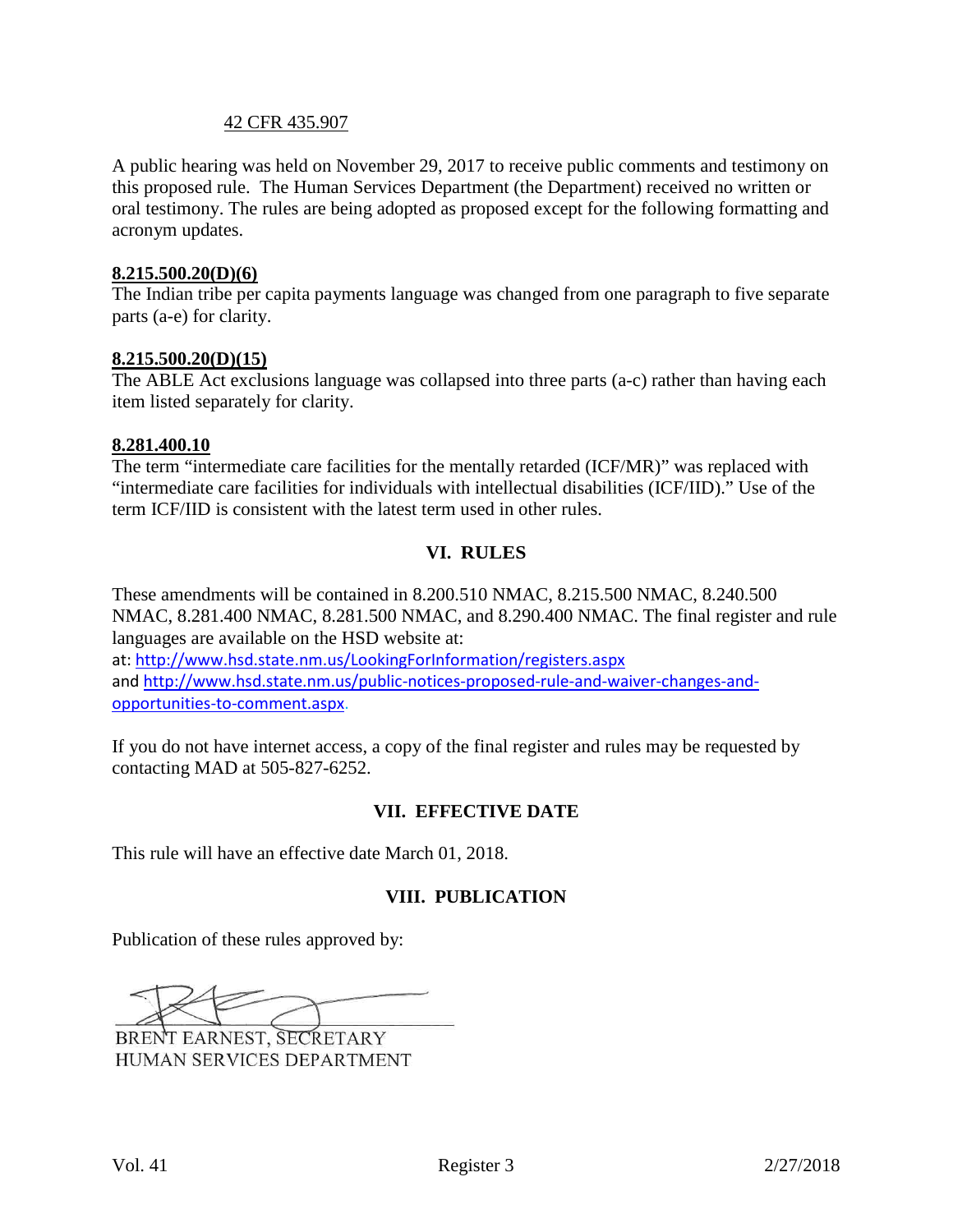42 CFR 435.907

A public hearing was held on November 29, 2017 to receive public comments and testimony on this proposed rule. The Human Services Department (the Department) received no written or oral testimony. The rules are being adopted as proposed except for the following formatting and acronym updates.

**8.215.500.20(D)(6)**
The Indian tribe per capita payments language was changed from one paragraph to five separate parts (a-e) for clarity.

**8.215.500.20(D)(15)**
The ABLE Act exclusions language was collapsed into three parts (a-c) rather than having each item listed separately for clarity.

**8.281.400.10**
The term "intermediate care facilities for the mentally retarded (ICF/MR)" was replaced with "intermediate care facilities for individuals with intellectual disabilities (ICF/IID)." Use of the term ICF/IID is consistent with the latest term used in other rules.

## VI. RULES

These amendments will be contained in 8.200.510 NMAC, 8.215.500 NMAC, 8.240.500 NMAC, 8.281.400 NMAC, 8.281.500 NMAC, and 8.290.400 NMAC. The final register and rule languages are available on the HSD website at:
at: http://www.hsd.state.nm.us/LookingForInformation/registers.aspx
and http://www.hsd.state.nm.us/public-notices-proposed-rule-and-waiver-changes-and-opportunities-to-comment.aspx.

If you do not have internet access, a copy of the final register and rules may be requested by contacting MAD at 505-827-6252.

## VII. EFFECTIVE DATE

This rule will have an effective date March 01, 2018.

## VIII. PUBLICATION

Publication of these rules approved by:

BRENT EARNEST, SECRETARY
HUMAN SERVICES DEPARTMENT